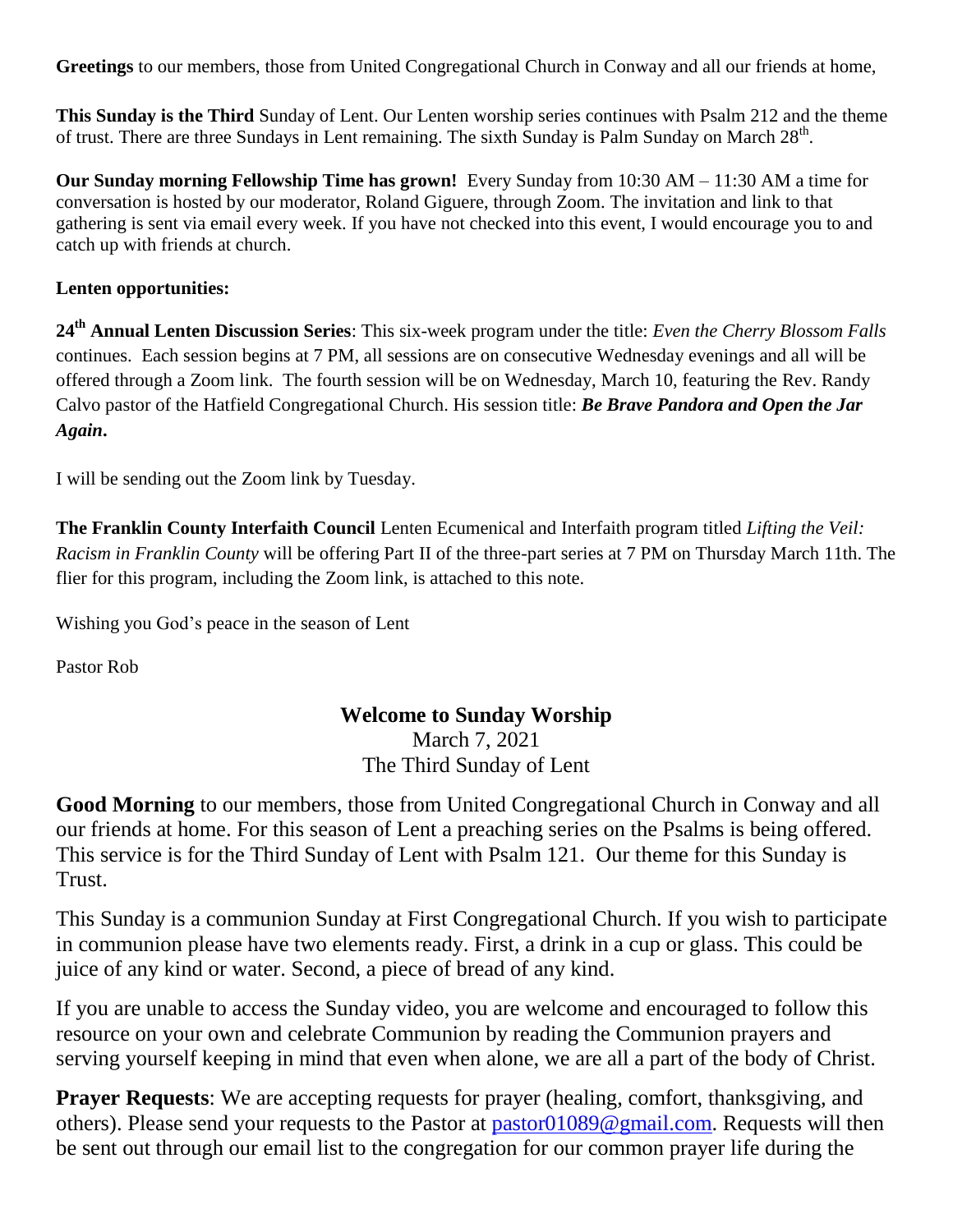**Greetings** to our members, those from United Congregational Church in Conway and all our friends at home,

**This Sunday is the Third** Sunday of Lent. Our Lenten worship series continues with Psalm 212 and the theme of trust. There are three Sundays in Lent remaining. The sixth Sunday is Palm Sunday on March 28th.

**Our Sunday morning Fellowship Time has grown!** Every Sunday from 10:30 AM – 11:30 AM a time for conversation is hosted by our moderator, Roland Giguere, through Zoom. The invitation and link to that gathering is sent via email every week. If you have not checked into this event, I would encourage you to and catch up with friends at church.

**Lenten opportunities:**

**24th Annual Lenten Discussion Series**: This six-week program under the title: *Even the Cherry Blossom Falls* continues. Each session begins at 7 PM, all sessions are on consecutive Wednesday evenings and all will be offered through a Zoom link. The fourth session will be on Wednesday, March 10, featuring the Rev. Randy Calvo pastor of the Hatfield Congregational Church. His session title: ***Be Brave Pandora and Open the Jar Again***.

I will be sending out the Zoom link by Tuesday.

**The Franklin County Interfaith Council** Lenten Ecumenical and Interfaith program titled *Lifting the Veil: Racism in Franklin County* will be offering Part II of the three-part series at 7 PM on Thursday March 11th. The flier for this program, including the Zoom link, is attached to this note.

Wishing you God's peace in the season of Lent

Pastor Rob

## Welcome to Sunday Worship

March 7, 2021
The Third Sunday of Lent

**Good Morning** to our members, those from United Congregational Church in Conway and all our friends at home. For this season of Lent a preaching series on the Psalms is being offered. This service is for the Third Sunday of Lent with Psalm 121. Our theme for this Sunday is Trust.

This Sunday is a communion Sunday at First Congregational Church. If you wish to participate in communion please have two elements ready. First, a drink in a cup or glass. This could be juice of any kind or water. Second, a piece of bread of any kind.

If you are unable to access the Sunday video, you are welcome and encouraged to follow this resource on your own and celebrate Communion by reading the Communion prayers and serving yourself keeping in mind that even when alone, we are all a part of the body of Christ.

**Prayer Requests**: We are accepting requests for prayer (healing, comfort, thanksgiving, and others). Please send your requests to the Pastor at pastor01089@gmail.com. Requests will then be sent out through our email list to the congregation for our common prayer life during the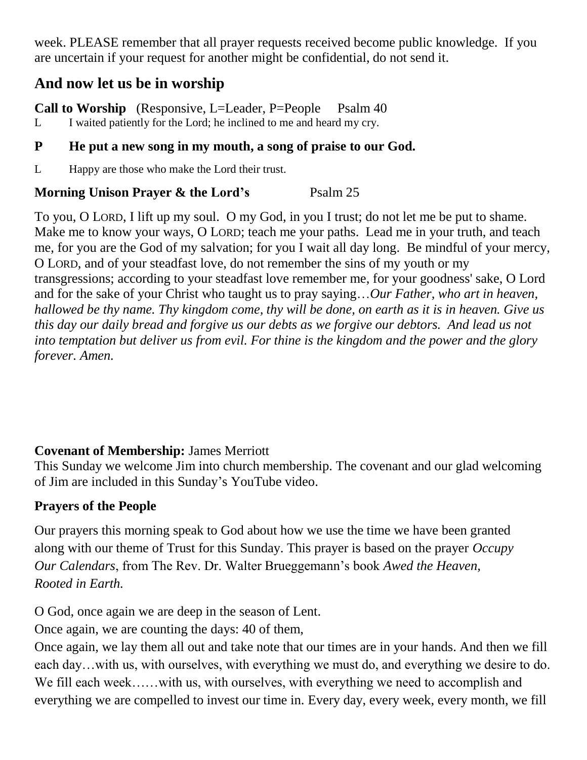week. PLEASE remember that all prayer requests received become public knowledge. If you are uncertain if your request for another might be confidential, do not send it.

## And now let us be in worship

**Call to Worship** (Responsive, L=Leader, P=People Psalm 40

L I waited patiently for the Lord; he inclined to me and heard my cry.

**P He put a new song in my mouth, a song of praise to our God.**

L Happy are those who make the Lord their trust.

**Morning Unison Prayer & the Lord's** Psalm 25

To you, O LORD, I lift up my soul. O my God, in you I trust; do not let me be put to shame. Make me to know your ways, O LORD; teach me your paths. Lead me in your truth, and teach me, for you are the God of my salvation; for you I wait all day long. Be mindful of your mercy, O LORD, and of your steadfast love, do not remember the sins of my youth or my transgressions; according to your steadfast love remember me, for your goodness' sake, O Lord and for the sake of your Christ who taught us to pray saying…*Our Father, who art in heaven, hallowed be thy name. Thy kingdom come, thy will be done, on earth as it is in heaven. Give us this day our daily bread and forgive us our debts as we forgive our debtors. And lead us not into temptation but deliver us from evil. For thine is the kingdom and the power and the glory forever. Amen.*

**Covenant of Membership:** James Merriott

This Sunday we welcome Jim into church membership. The covenant and our glad welcoming of Jim are included in this Sunday's YouTube video.

**Prayers of the People**

Our prayers this morning speak to God about how we use the time we have been granted along with our theme of Trust for this Sunday. This prayer is based on the prayer *Occupy Our Calendars*, from The Rev. Dr. Walter Brueggemann's book *Awed the Heaven, Rooted in Earth.*

O God, once again we are deep in the season of Lent.

Once again, we are counting the days: 40 of them,

Once again, we lay them all out and take note that our times are in your hands. And then we fill each day…with us, with ourselves, with everything we must do, and everything we desire to do. We fill each week……with us, with ourselves, with everything we need to accomplish and everything we are compelled to invest our time in. Every day, every week, every month, we fill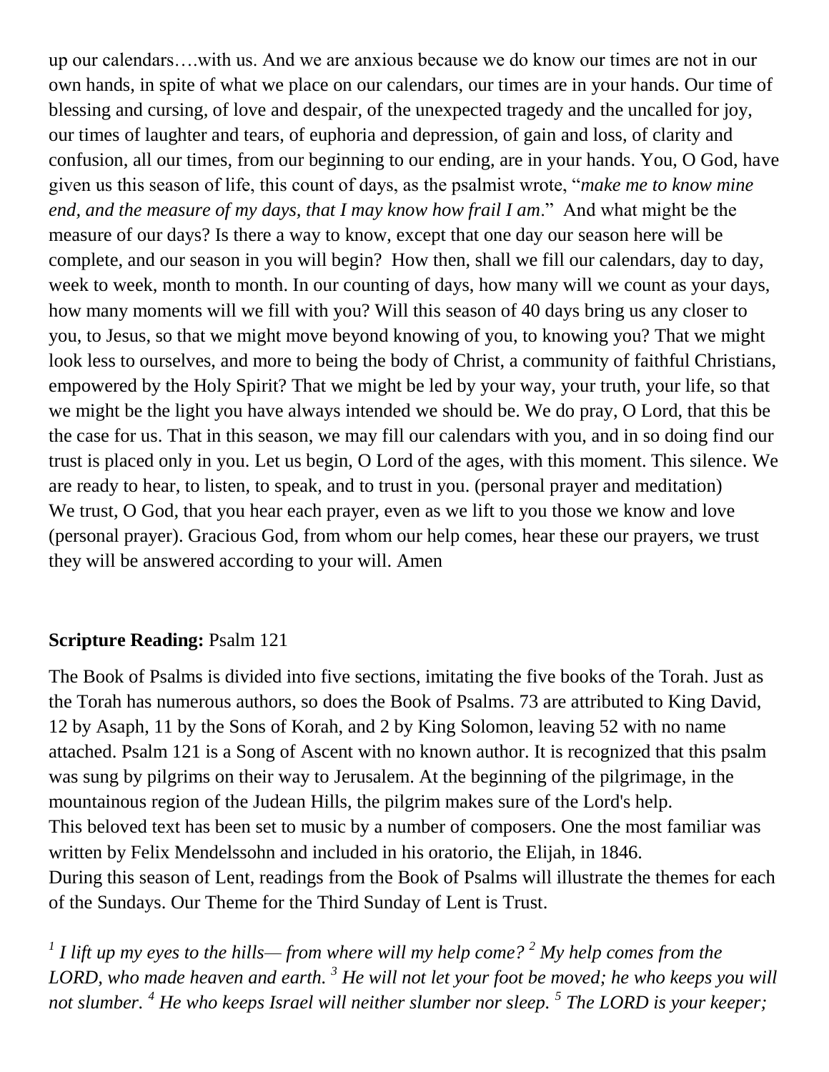up our calendars….with us. And we are anxious because we do know our times are not in our own hands, in spite of what we place on our calendars, our times are in your hands. Our time of blessing and cursing, of love and despair, of the unexpected tragedy and the uncalled for joy, our times of laughter and tears, of euphoria and depression, of gain and loss, of clarity and confusion, all our times, from our beginning to our ending, are in your hands. You, O God, have given us this season of life, this count of days, as the psalmist wrote, "*make me to know mine end, and the measure of my days, that I may know how frail I am*." And what might be the measure of our days? Is there a way to know, except that one day our season here will be complete, and our season in you will begin? How then, shall we fill our calendars, day to day, week to week, month to month. In our counting of days, how many will we count as your days, how many moments will we fill with you? Will this season of 40 days bring us any closer to you, to Jesus, so that we might move beyond knowing of you, to knowing you? That we might look less to ourselves, and more to being the body of Christ, a community of faithful Christians, empowered by the Holy Spirit? That we might be led by your way, your truth, your life, so that we might be the light you have always intended we should be. We do pray, O Lord, that this be the case for us. That in this season, we may fill our calendars with you, and in so doing find our trust is placed only in you. Let us begin, O Lord of the ages, with this moment. This silence. We are ready to hear, to listen, to speak, and to trust in you. (personal prayer and meditation)
We trust, O God, that you hear each prayer, even as we lift to you those we know and love (personal prayer). Gracious God, from whom our help comes, hear these our prayers, we trust they will be answered according to your will. Amen

**Scripture Reading:** Psalm 121

The Book of Psalms is divided into five sections, imitating the five books of the Torah. Just as the Torah has numerous authors, so does the Book of Psalms. 73 are attributed to King David, 12 by Asaph, 11 by the Sons of Korah, and 2 by King Solomon, leaving 52 with no name attached. Psalm 121 is a Song of Ascent with no known author. It is recognized that this psalm was sung by pilgrims on their way to Jerusalem. At the beginning of the pilgrimage, in the mountainous region of the Judean Hills, the pilgrim makes sure of the Lord's help.
This beloved text has been set to music by a number of composers. One the most familiar was written by Felix Mendelssohn and included in his oratorio, the Elijah, in 1846.
During this season of Lent, readings from the Book of Psalms will illustrate the themes for each of the Sundays. Our Theme for the Third Sunday of Lent is Trust.

*[1] I lift up my eyes to the hills— from where will my help come? [2] My help comes from the LORD, who made heaven and earth. [3] He will not let your foot be moved; he who keeps you will not slumber. [4] He who keeps Israel will neither slumber nor sleep. [5] The LORD is your keeper;*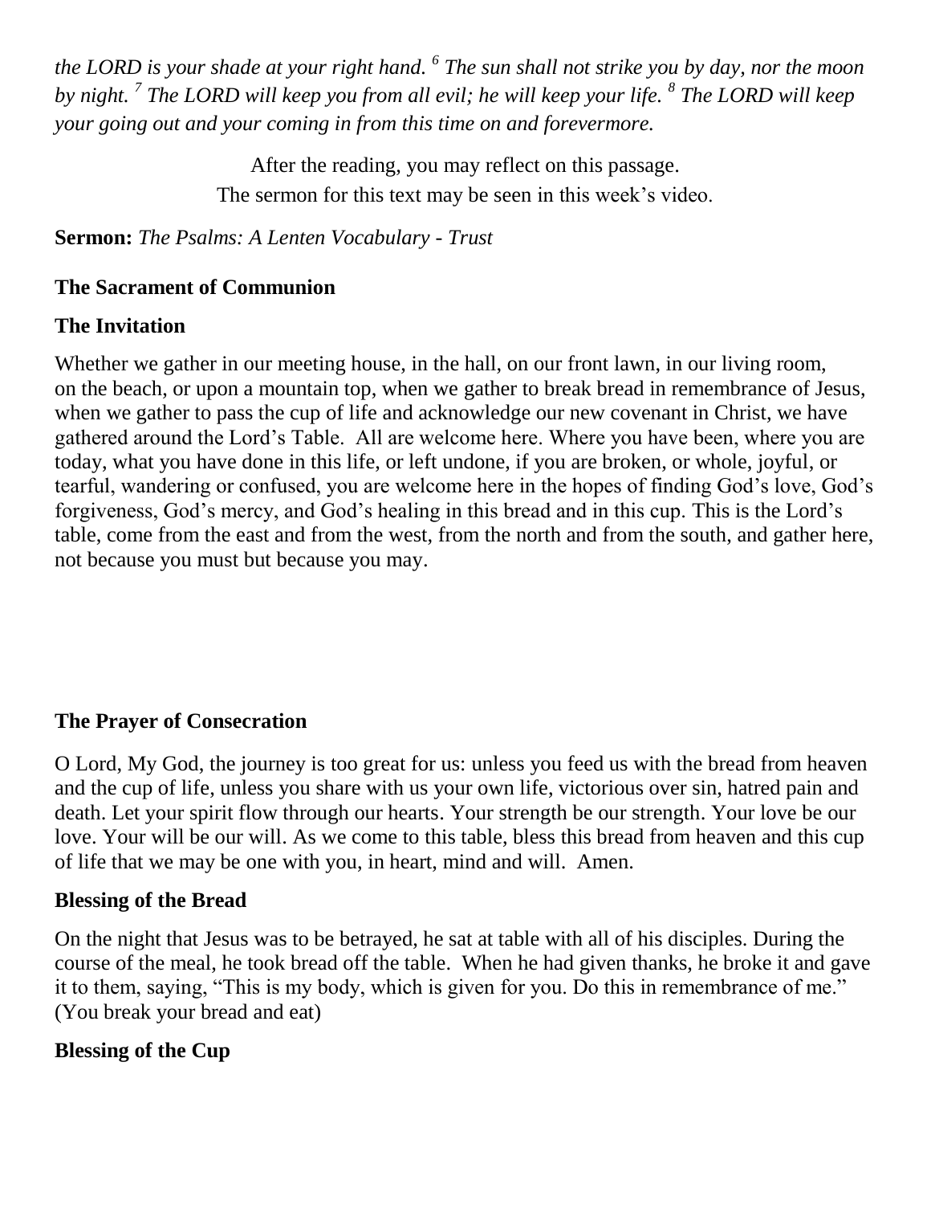*the LORD is your shade at your right hand. 6 The sun shall not strike you by day, nor the moon by night. 7 The LORD will keep you from all evil; he will keep your life. 8 The LORD will keep your going out and your coming in from this time on and forevermore.*

After the reading, you may reflect on this passage.
The sermon for this text may be seen in this week's video.

**Sermon:** *The Psalms: A Lenten Vocabulary - Trust*

**The Sacrament of Communion**

**The Invitation**

Whether we gather in our meeting house, in the hall, on our front lawn, in our living room, on the beach, or upon a mountain top, when we gather to break bread in remembrance of Jesus, when we gather to pass the cup of life and acknowledge our new covenant in Christ, we have gathered around the Lord's Table. All are welcome here. Where you have been, where you are today, what you have done in this life, or left undone, if you are broken, or whole, joyful, or tearful, wandering or confused, you are welcome here in the hopes of finding God's love, God's forgiveness, God's mercy, and God's healing in this bread and in this cup. This is the Lord's table, come from the east and from the west, from the north and from the south, and gather here, not because you must but because you may.

**The Prayer of Consecration**

O Lord, My God, the journey is too great for us: unless you feed us with the bread from heaven and the cup of life, unless you share with us your own life, victorious over sin, hatred pain and death. Let your spirit flow through our hearts. Your strength be our strength. Your love be our love. Your will be our will. As we come to this table, bless this bread from heaven and this cup of life that we may be one with you, in heart, mind and will. Amen.

**Blessing of the Bread**

On the night that Jesus was to be betrayed, he sat at table with all of his disciples. During the course of the meal, he took bread off the table. When he had given thanks, he broke it and gave it to them, saying, "This is my body, which is given for you. Do this in remembrance of me." (You break your bread and eat)

**Blessing of the Cup**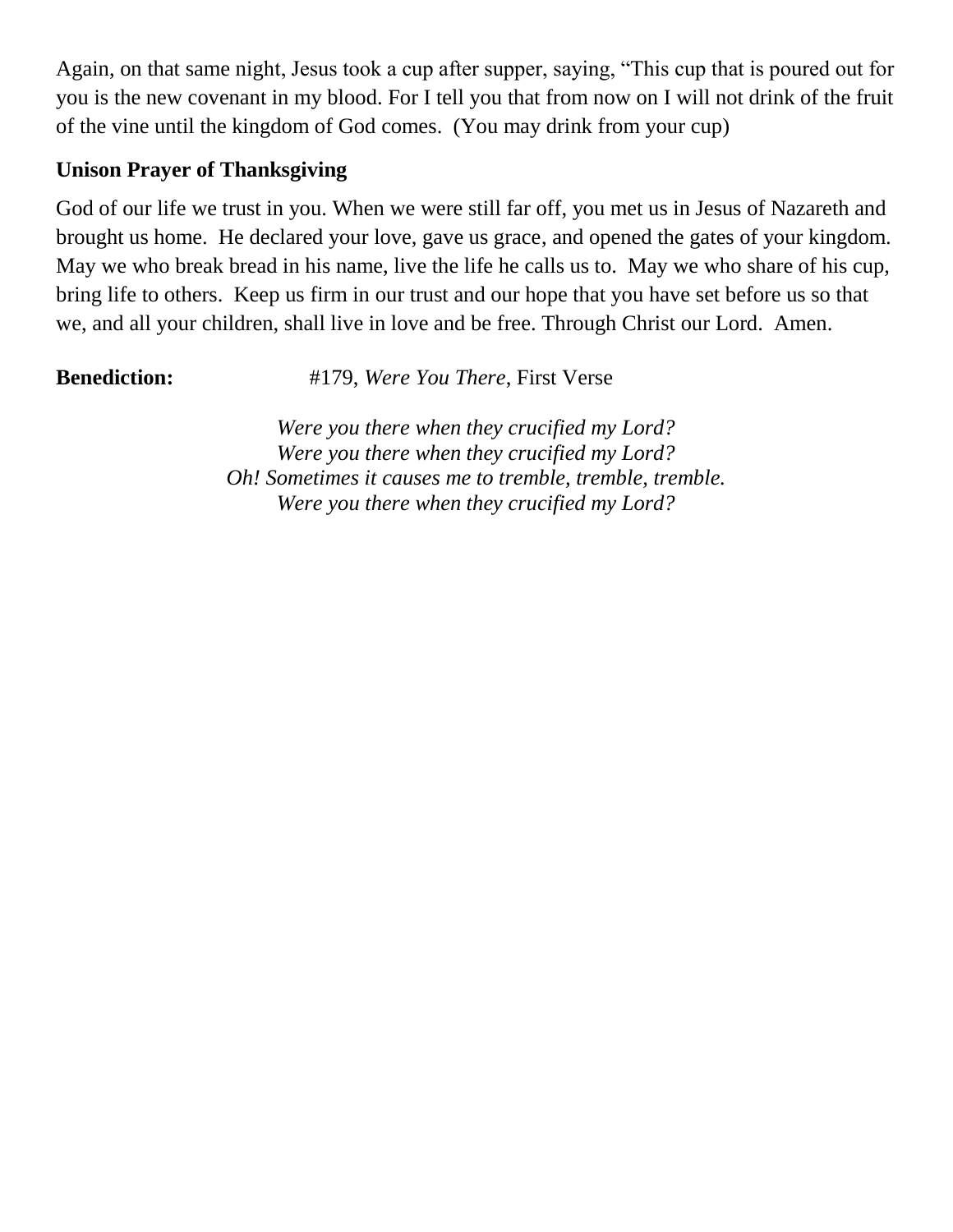Again, on that same night, Jesus took a cup after supper, saying, "This cup that is poured out for you is the new covenant in my blood. For I tell you that from now on I will not drink of the fruit of the vine until the kingdom of God comes.  (You may drink from your cup)

**Unison Prayer of Thanksgiving**

God of our life we trust in you. When we were still far off, you met us in Jesus of Nazareth and brought us home.  He declared your love, gave us grace, and opened the gates of your kingdom. May we who break bread in his name, live the life he calls us to.  May we who share of his cup, bring life to others.  Keep us firm in our trust and our hope that you have set before us so that we, and all your children, shall live in love and be free. Through Christ our Lord.  Amen.

**Benediction:** #179, *Were You There*, First Verse

*Were you there when they crucified my Lord?*
*Were you there when they crucified my Lord?*
*Oh! Sometimes it causes me to tremble, tremble, tremble.*
*Were you there when they crucified my Lord?*